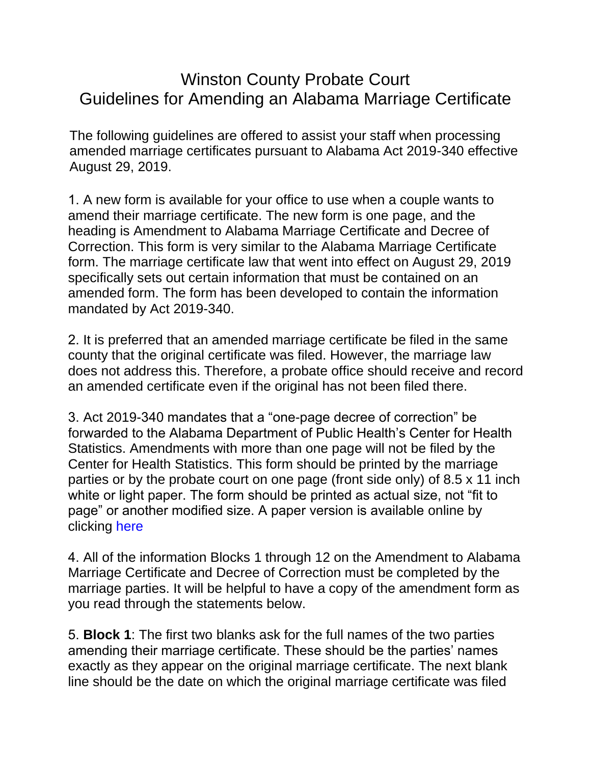# Winston County Probate Court
## Guidelines for Amending an Alabama Marriage Certificate

The following guidelines are offered to assist your staff when processing amended marriage certificates pursuant to Alabama Act 2019-340 effective August 29, 2019.

1. A new form is available for your office to use when a couple wants to amend their marriage certificate. The new form is one page, and the heading is Amendment to Alabama Marriage Certificate and Decree of Correction. This form is very similar to the Alabama Marriage Certificate form. The marriage certificate law that went into effect on August 29, 2019 specifically sets out certain information that must be contained on an amended form. The form has been developed to contain the information mandated by Act 2019-340.

2. It is preferred that an amended marriage certificate be filed in the same county that the original certificate was filed. However, the marriage law does not address this. Therefore, a probate office should receive and record an amended certificate even if the original has not been filed there.

3. Act 2019-340 mandates that a "one-page decree of correction" be forwarded to the Alabama Department of Public Health's Center for Health Statistics. Amendments with more than one page will not be filed by the Center for Health Statistics. This form should be printed by the marriage parties or by the probate court on one page (front side only) of 8.5 x 11 inch white or light paper. The form should be printed as actual size, not "fit to page" or another modified size. A paper version is available online by clicking here

4. All of the information Blocks 1 through 12 on the Amendment to Alabama Marriage Certificate and Decree of Correction must be completed by the marriage parties. It will be helpful to have a copy of the amendment form as you read through the statements below.

5. **Block 1**: The first two blanks ask for the full names of the two parties amending their marriage certificate. These should be the parties' names exactly as they appear on the original marriage certificate. The next blank line should be the date on which the original marriage certificate was filed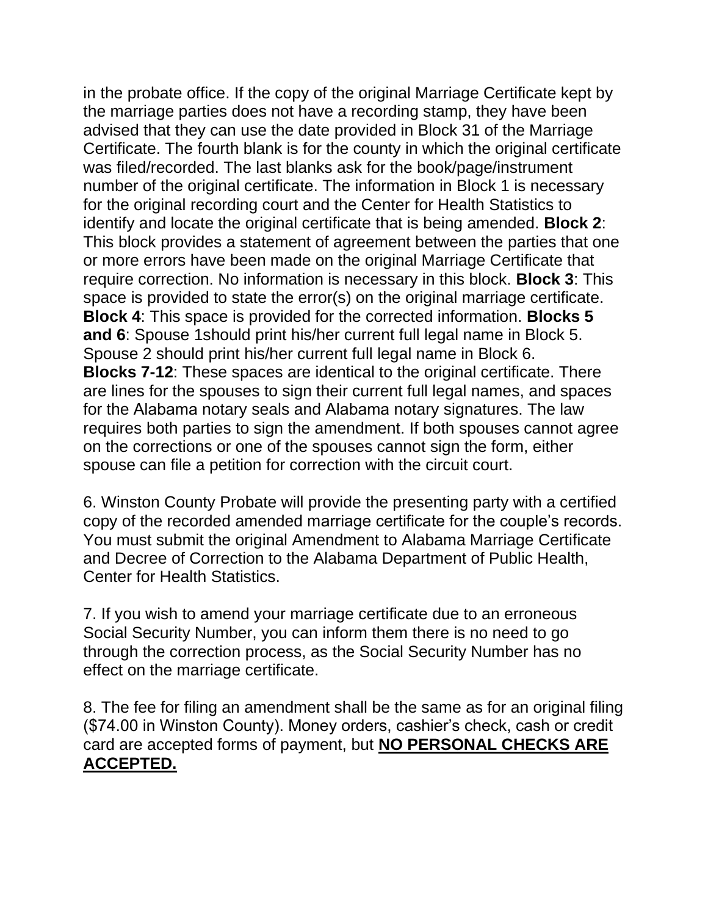in the probate office. If the copy of the original Marriage Certificate kept by the marriage parties does not have a recording stamp, they have been advised that they can use the date provided in Block 31 of the Marriage Certificate. The fourth blank is for the county in which the original certificate was filed/recorded. The last blanks ask for the book/page/instrument number of the original certificate. The information in Block 1 is necessary for the original recording court and the Center for Health Statistics to identify and locate the original certificate that is being amended. **Block 2**: This block provides a statement of agreement between the parties that one or more errors have been made on the original Marriage Certificate that require correction. No information is necessary in this block. **Block 3**: This space is provided to state the error(s) on the original marriage certificate. **Block 4**: This space is provided for the corrected information. **Blocks 5 and 6**: Spouse 1should print his/her current full legal name in Block 5. Spouse 2 should print his/her current full legal name in Block 6. **Blocks 7-12**: These spaces are identical to the original certificate. There are lines for the spouses to sign their current full legal names, and spaces for the Alabama notary seals and Alabama notary signatures. The law requires both parties to sign the amendment. If both spouses cannot agree on the corrections or one of the spouses cannot sign the form, either spouse can file a petition for correction with the circuit court.

6. Winston County Probate will provide the presenting party with a certified copy of the recorded amended marriage certificate for the couple's records. You must submit the original Amendment to Alabama Marriage Certificate and Decree of Correction to the Alabama Department of Public Health, Center for Health Statistics.

7. If you wish to amend your marriage certificate due to an erroneous Social Security Number, you can inform them there is no need to go through the correction process, as the Social Security Number has no effect on the marriage certificate.

8. The fee for filing an amendment shall be the same as for an original filing ($74.00 in Winston County). Money orders, cashier's check, cash or credit card are accepted forms of payment, but **NO PERSONAL CHECKS ARE ACCEPTED.**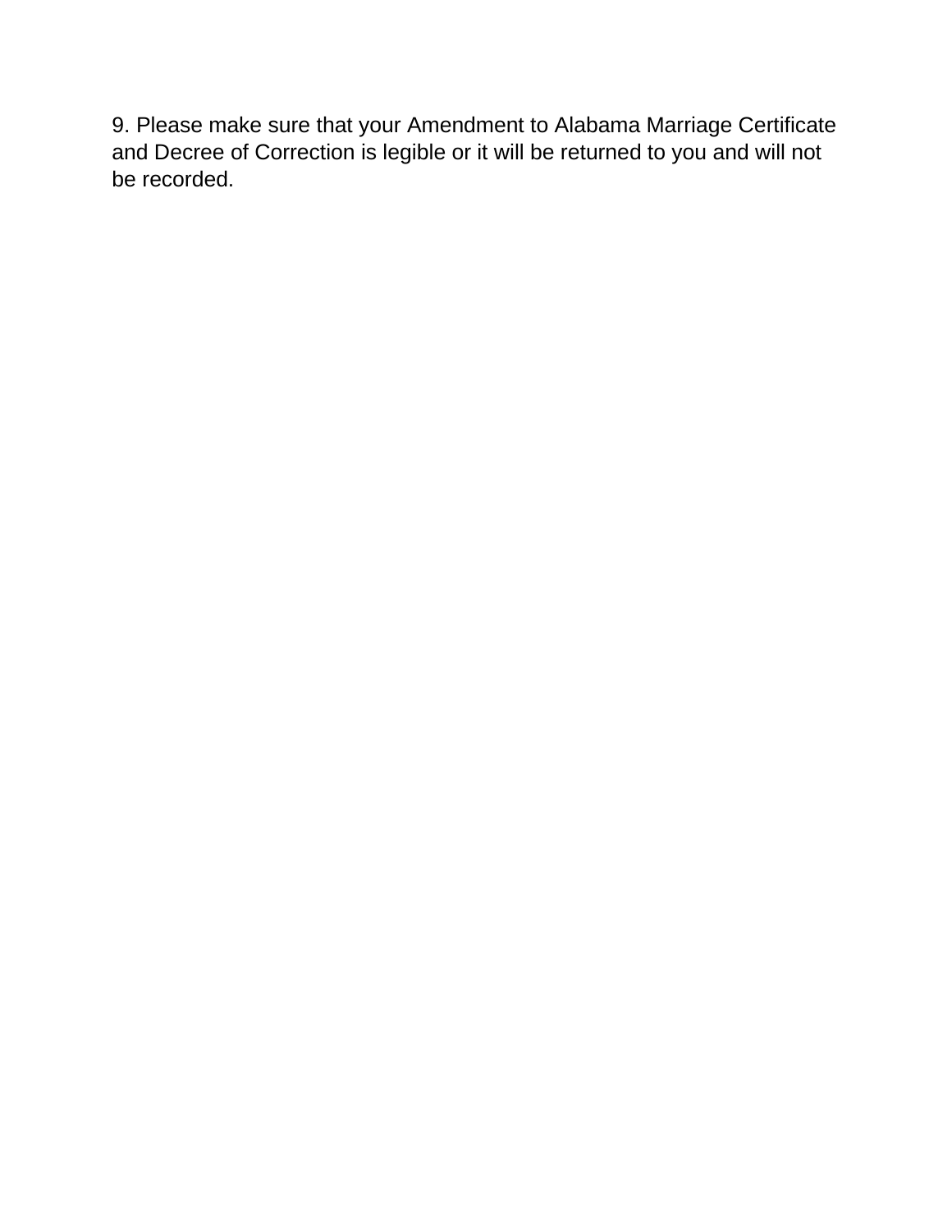9. Please make sure that your Amendment to Alabama Marriage Certificate and Decree of Correction is legible or it will be returned to you and will not be recorded.